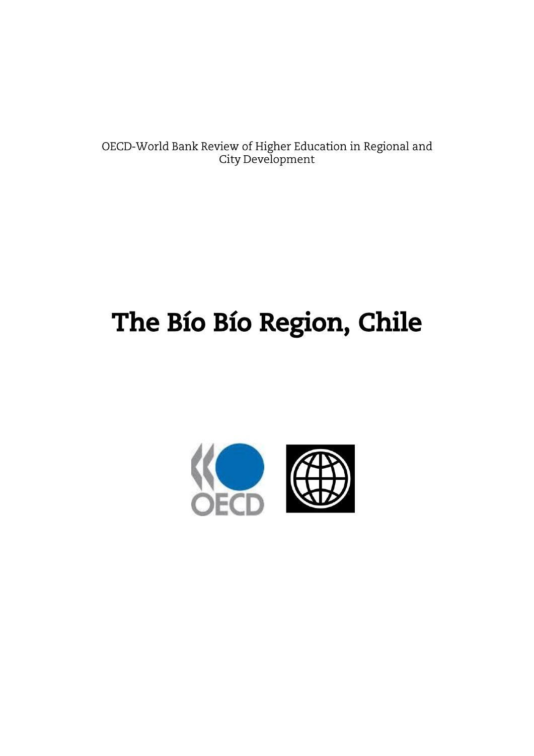OECD-World Bank Review of Higher Education in Regional and City Development

# The Bío Bío Region, Chile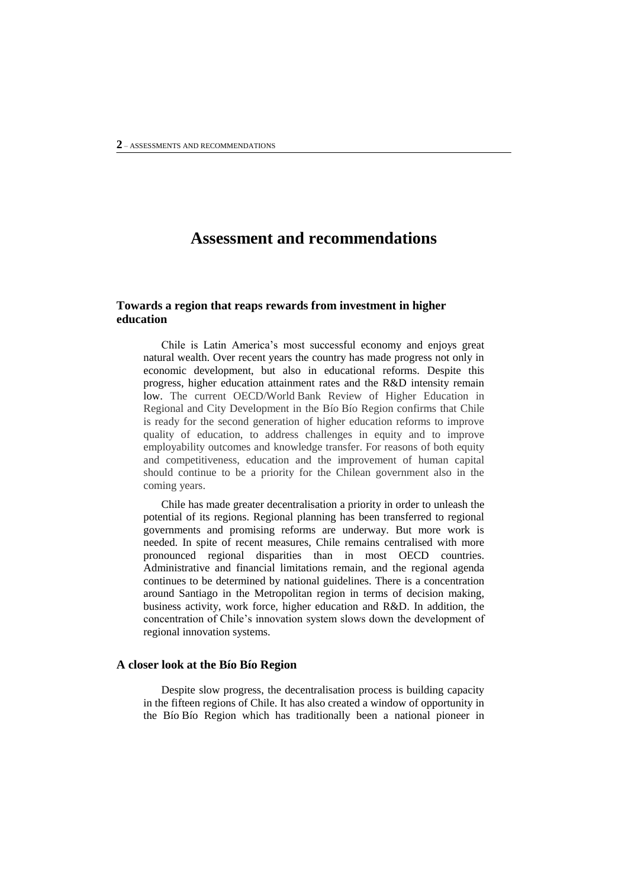# Assessment and recommendations

## Towards a region that reaps rewards from investment in higher education

Chile is Latin America's most successful economy and enjoys great natural wealth. Over recent years the country has made progress not only in economic development, but also in educational reforms. Despite this progress, higher education attainment rates and the R&D intensity remain low. The current OECD/World Bank Review of Higher Education in Regional and City Development in the Bío Bío Region confirms that Chile is ready for the second generation of higher education reforms to improve quality of education, to address challenges in equity and to improve employability outcomes and knowledge transfer. For reasons of both equity and competitiveness, education and the improvement of human capital should continue to be a priority for the Chilean government also in the coming years.

Chile has made greater decentralisation a priority in order to unleash the potential of its regions. Regional planning has been transferred to regional governments and promising reforms are underway. But more work is needed. In spite of recent measures, Chile remains centralised with more pronounced regional disparities than in most OECD countries. Administrative and financial limitations remain, and the regional agenda continues to be determined by national guidelines. There is a concentration around Santiago in the Metropolitan region in terms of decision making, business activity, work force, higher education and R&D. In addition, the concentration of Chile's innovation system slows down the development of regional innovation systems.

## A closer look at the Bío Bío Region

Despite slow progress, the decentralisation process is building capacity in the fifteen regions of Chile. It has also created a window of opportunity in the Bío Bío Region which has traditionally been a national pioneer in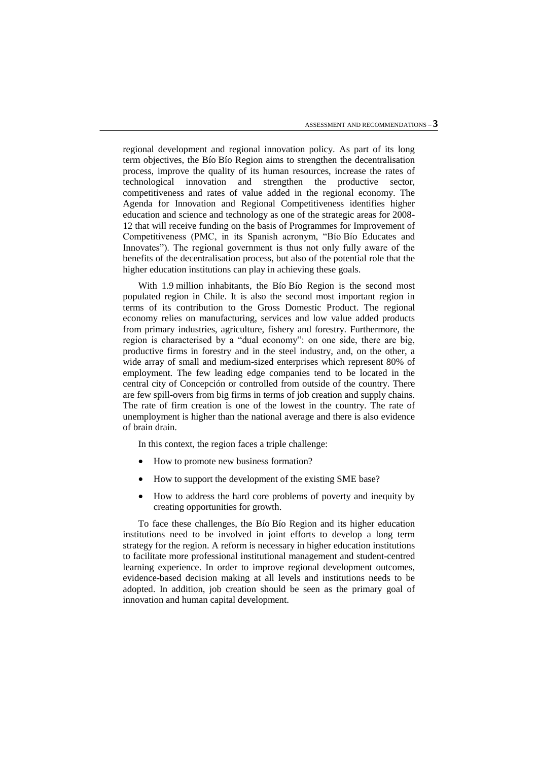regional development and regional innovation policy. As part of its long term objectives, the Bío Bío Region aims to strengthen the decentralisation process, improve the quality of its human resources, increase the rates of technological innovation and strengthen the productive sector, competitiveness and rates of value added in the regional economy. The Agenda for Innovation and Regional Competitiveness identifies higher education and science and technology as one of the strategic areas for 2008-12 that will receive funding on the basis of Programmes for Improvement of Competitiveness (PMC, in its Spanish acronym, "Bío Bío Educates and Innovates"). The regional government is thus not only fully aware of the benefits of the decentralisation process, but also of the potential role that the higher education institutions can play in achieving these goals.

With 1.9 million inhabitants, the Bío Bío Region is the second most populated region in Chile. It is also the second most important region in terms of its contribution to the Gross Domestic Product. The regional economy relies on manufacturing, services and low value added products from primary industries, agriculture, fishery and forestry. Furthermore, the region is characterised by a "dual economy": on one side, there are big, productive firms in forestry and in the steel industry, and, on the other, a wide array of small and medium-sized enterprises which represent 80% of employment. The few leading edge companies tend to be located in the central city of Concepción or controlled from outside of the country. There are few spill-overs from big firms in terms of job creation and supply chains. The rate of firm creation is one of the lowest in the country. The rate of unemployment is higher than the national average and there is also evidence of brain drain.

In this context, the region faces a triple challenge:

- How to promote new business formation?
- How to support the development of the existing SME base?
- How to address the hard core problems of poverty and inequity by creating opportunities for growth.

To face these challenges, the Bío Bío Region and its higher education institutions need to be involved in joint efforts to develop a long term strategy for the region. A reform is necessary in higher education institutions to facilitate more professional institutional management and student-centred learning experience. In order to improve regional development outcomes, evidence-based decision making at all levels and institutions needs to be adopted. In addition, job creation should be seen as the primary goal of innovation and human capital development.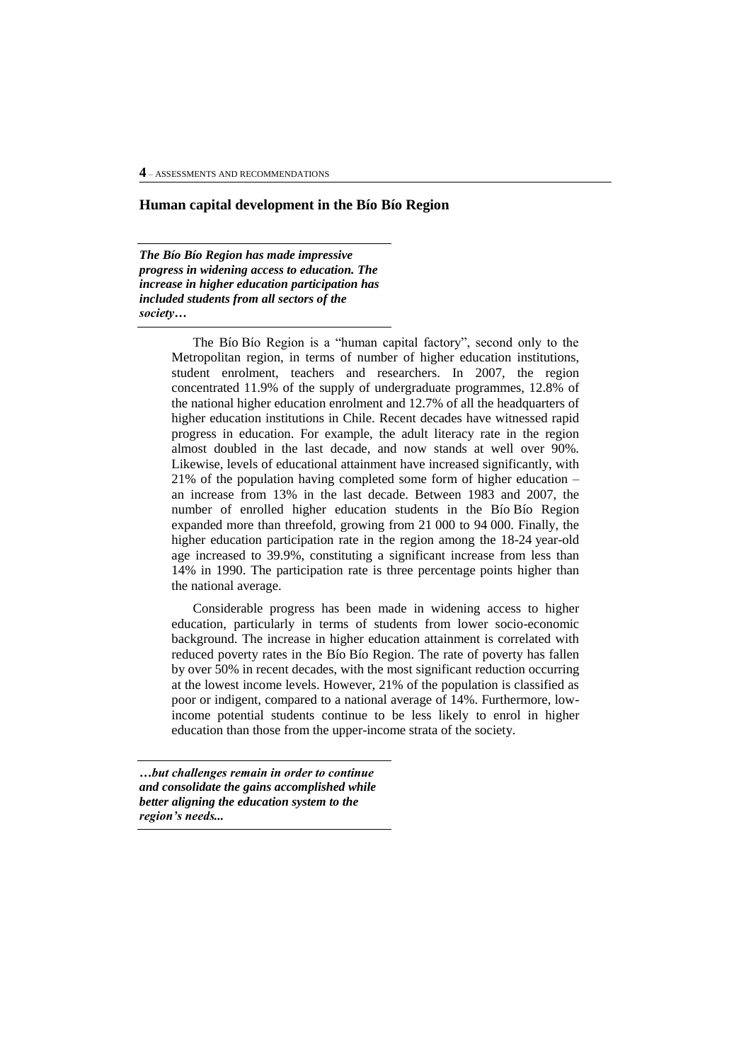## Human capital development in the Bío Bío Region

***The Bío Bío Region has made impressive progress in widening access to education. The increase in higher education participation has included students from all sectors of the society…***

The Bío Bío Region is a "human capital factory", second only to the Metropolitan region, in terms of number of higher education institutions, student enrolment, teachers and researchers. In 2007, the region concentrated 11.9% of the supply of undergraduate programmes, 12.8% of the national higher education enrolment and 12.7% of all the headquarters of higher education institutions in Chile. Recent decades have witnessed rapid progress in education. For example, the adult literacy rate in the region almost doubled in the last decade, and now stands at well over 90%. Likewise, levels of educational attainment have increased significantly, with 21% of the population having completed some form of higher education – an increase from 13% in the last decade. Between 1983 and 2007, the number of enrolled higher education students in the Bío Bío Region expanded more than threefold, growing from 21 000 to 94 000. Finally, the higher education participation rate in the region among the 18-24 year-old age increased to 39.9%, constituting a significant increase from less than 14% in 1990. The participation rate is three percentage points higher than the national average.

Considerable progress has been made in widening access to higher education, particularly in terms of students from lower socio-economic background. The increase in higher education attainment is correlated with reduced poverty rates in the Bío Bío Region. The rate of poverty has fallen by over 50% in recent decades, with the most significant reduction occurring at the lowest income levels. However, 21% of the population is classified as poor or indigent, compared to a national average of 14%. Furthermore, low-income potential students continue to be less likely to enrol in higher education than those from the upper-income strata of the society.

***…but challenges remain in order to continue and consolidate the gains accomplished while better aligning the education system to the region's needs...***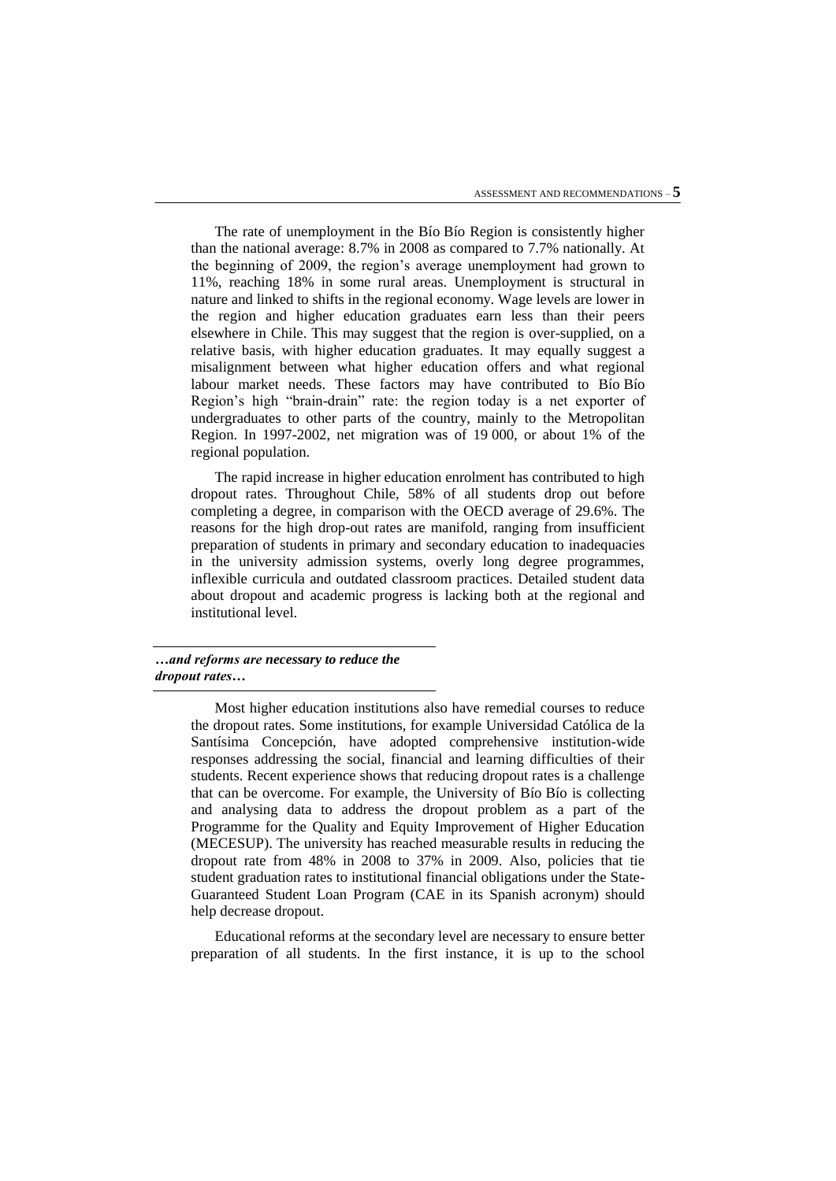The rate of unemployment in the Bío Bío Region is consistently higher than the national average: 8.7% in 2008 as compared to 7.7% nationally. At the beginning of 2009, the region's average unemployment had grown to 11%, reaching 18% in some rural areas. Unemployment is structural in nature and linked to shifts in the regional economy. Wage levels are lower in the region and higher education graduates earn less than their peers elsewhere in Chile. This may suggest that the region is over-supplied, on a relative basis, with higher education graduates. It may equally suggest a misalignment between what higher education offers and what regional labour market needs. These factors may have contributed to Bío Bío Region's high "brain-drain" rate: the region today is a net exporter of undergraduates to other parts of the country, mainly to the Metropolitan Region. In 1997-2002, net migration was of 19 000, or about 1% of the regional population.

The rapid increase in higher education enrolment has contributed to high dropout rates. Throughout Chile, 58% of all students drop out before completing a degree, in comparison with the OECD average of 29.6%. The reasons for the high drop-out rates are manifold, ranging from insufficient preparation of students in primary and secondary education to inadequacies in the university admission systems, overly long degree programmes, inflexible curricula and outdated classroom practices. Detailed student data about dropout and academic progress is lacking both at the regional and institutional level.

### *…and reforms are necessary to reduce the dropout rates…*

Most higher education institutions also have remedial courses to reduce the dropout rates. Some institutions, for example Universidad Católica de la Santísima Concepción, have adopted comprehensive institution-wide responses addressing the social, financial and learning difficulties of their students. Recent experience shows that reducing dropout rates is a challenge that can be overcome. For example, the University of Bío Bío is collecting and analysing data to address the dropout problem as a part of the Programme for the Quality and Equity Improvement of Higher Education (MECESUP). The university has reached measurable results in reducing the dropout rate from 48% in 2008 to 37% in 2009. Also, policies that tie student graduation rates to institutional financial obligations under the State-Guaranteed Student Loan Program (CAE in its Spanish acronym) should help decrease dropout.

Educational reforms at the secondary level are necessary to ensure better preparation of all students. In the first instance, it is up to the school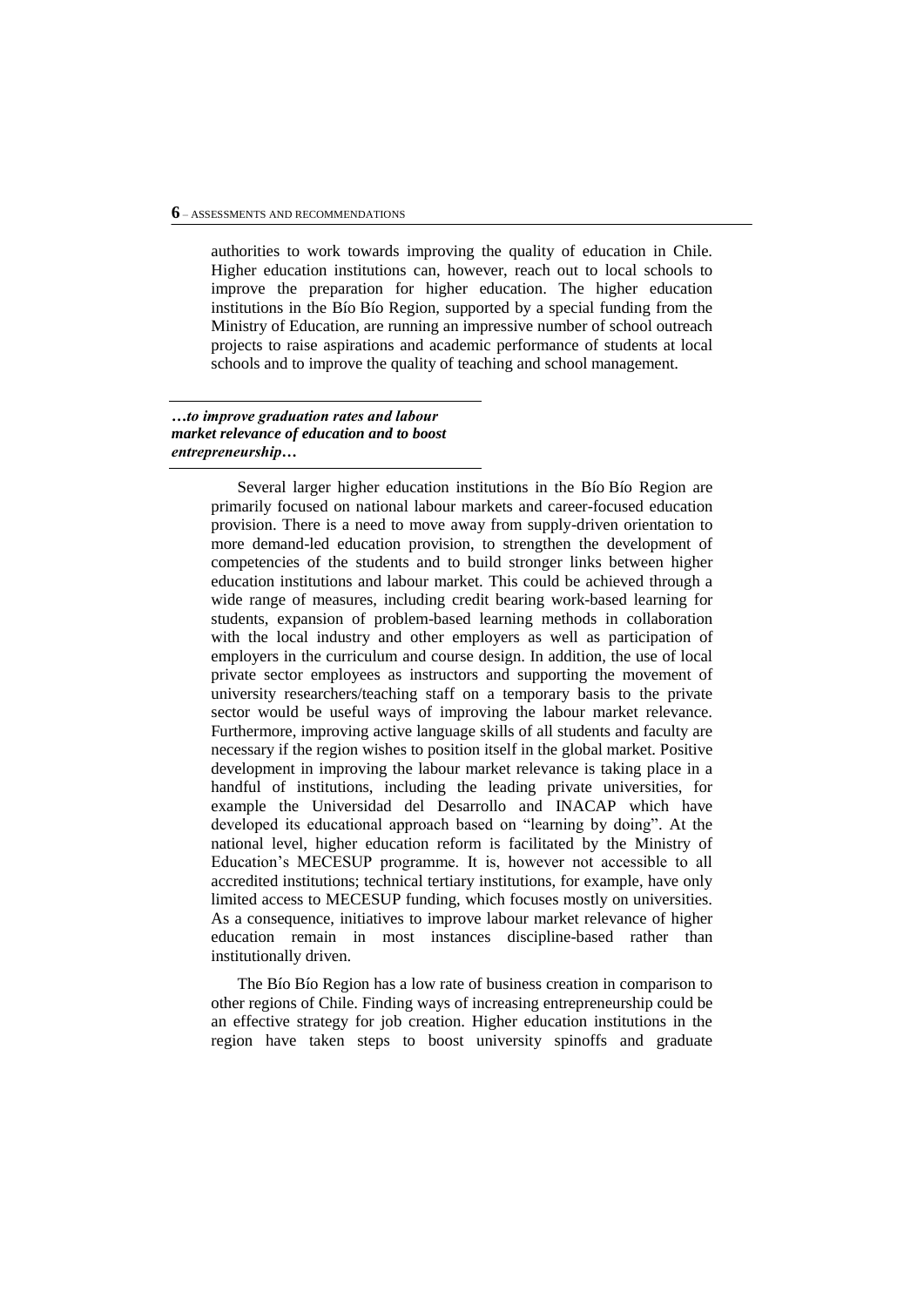authorities to work towards improving the quality of education in Chile. Higher education institutions can, however, reach out to local schools to improve the preparation for higher education. The higher education institutions in the Bío Bío Region, supported by a special funding from the Ministry of Education, are running an impressive number of school outreach projects to raise aspirations and academic performance of students at local schools and to improve the quality of teaching and school management.

***…to improve graduation rates and labour market relevance of education and to boost entrepreneurship…***

Several larger higher education institutions in the Bío Bío Region are primarily focused on national labour markets and career-focused education provision. There is a need to move away from supply-driven orientation to more demand-led education provision, to strengthen the development of competencies of the students and to build stronger links between higher education institutions and labour market. This could be achieved through a wide range of measures, including credit bearing work-based learning for students, expansion of problem-based learning methods in collaboration with the local industry and other employers as well as participation of employers in the curriculum and course design. In addition, the use of local private sector employees as instructors and supporting the movement of university researchers/teaching staff on a temporary basis to the private sector would be useful ways of improving the labour market relevance. Furthermore, improving active language skills of all students and faculty are necessary if the region wishes to position itself in the global market. Positive development in improving the labour market relevance is taking place in a handful of institutions, including the leading private universities, for example the Universidad del Desarrollo and INACAP which have developed its educational approach based on "learning by doing". At the national level, higher education reform is facilitated by the Ministry of Education's MECESUP programme. It is, however not accessible to all accredited institutions; technical tertiary institutions, for example, have only limited access to MECESUP funding, which focuses mostly on universities. As a consequence, initiatives to improve labour market relevance of higher education remain in most instances discipline-based rather than institutionally driven.

The Bío Bío Region has a low rate of business creation in comparison to other regions of Chile. Finding ways of increasing entrepreneurship could be an effective strategy for job creation. Higher education institutions in the region have taken steps to boost university spinoffs and graduate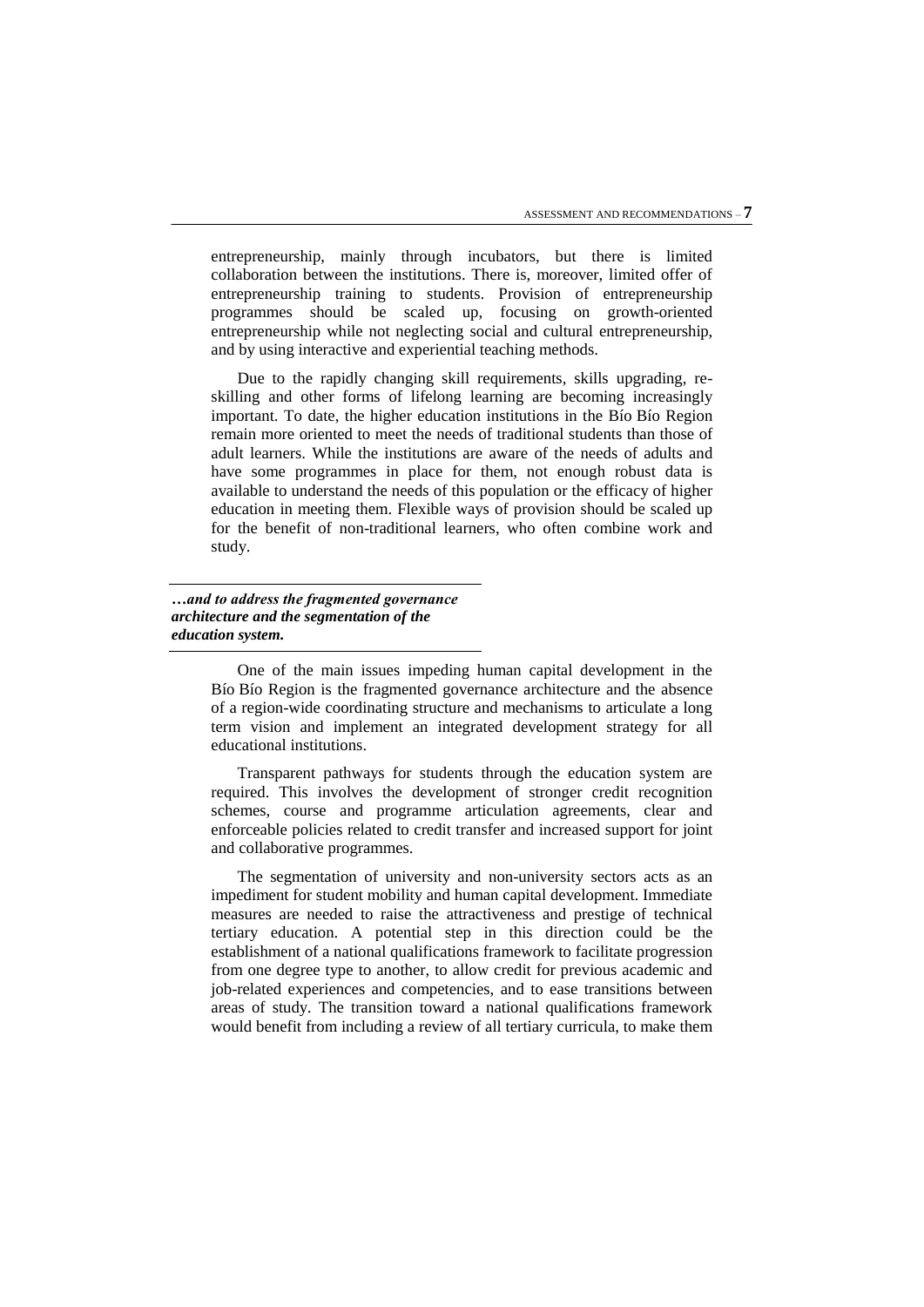entrepreneurship, mainly through incubators, but there is limited collaboration between the institutions. There is, moreover, limited offer of entrepreneurship training to students. Provision of entrepreneurship programmes should be scaled up, focusing on growth-oriented entrepreneurship while not neglecting social and cultural entrepreneurship, and by using interactive and experiential teaching methods.

Due to the rapidly changing skill requirements, skills upgrading, re-skilling and other forms of lifelong learning are becoming increasingly important. To date, the higher education institutions in the Bío Bío Region remain more oriented to meet the needs of traditional students than those of adult learners. While the institutions are aware of the needs of adults and have some programmes in place for them, not enough robust data is available to understand the needs of this population or the efficacy of higher education in meeting them. Flexible ways of provision should be scaled up for the benefit of non-traditional learners, who often combine work and study.

***…and to address the fragmented governance architecture and the segmentation of the education system.***

One of the main issues impeding human capital development in the Bío Bío Region is the fragmented governance architecture and the absence of a region-wide coordinating structure and mechanisms to articulate a long term vision and implement an integrated development strategy for all educational institutions.

Transparent pathways for students through the education system are required. This involves the development of stronger credit recognition schemes, course and programme articulation agreements, clear and enforceable policies related to credit transfer and increased support for joint and collaborative programmes.

The segmentation of university and non-university sectors acts as an impediment for student mobility and human capital development. Immediate measures are needed to raise the attractiveness and prestige of technical tertiary education. A potential step in this direction could be the establishment of a national qualifications framework to facilitate progression from one degree type to another, to allow credit for previous academic and job-related experiences and competencies, and to ease transitions between areas of study. The transition toward a national qualifications framework would benefit from including a review of all tertiary curricula, to make them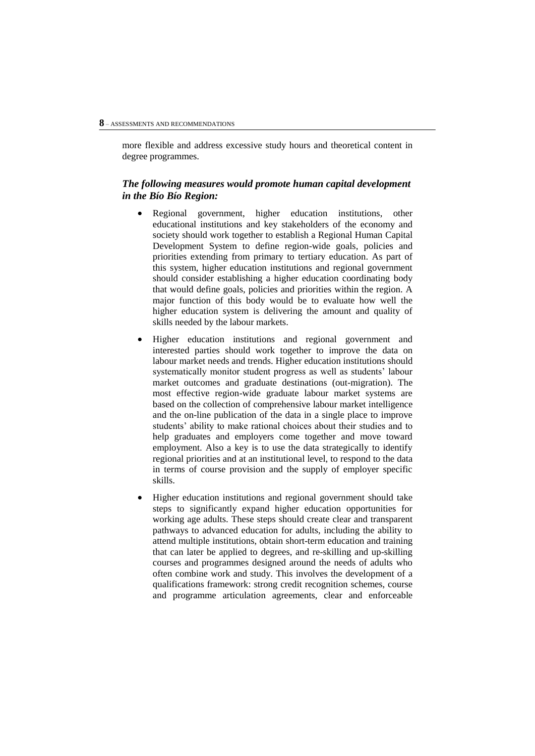more flexible and address excessive study hours and theoretical content in degree programmes.

***The following measures would promote human capital development in the Bío Bío Region:***

- Regional government, higher education institutions, other educational institutions and key stakeholders of the economy and society should work together to establish a Regional Human Capital Development System to define region-wide goals, policies and priorities extending from primary to tertiary education. As part of this system, higher education institutions and regional government should consider establishing a higher education coordinating body that would define goals, policies and priorities within the region. A major function of this body would be to evaluate how well the higher education system is delivering the amount and quality of skills needed by the labour markets.

- Higher education institutions and regional government and interested parties should work together to improve the data on labour market needs and trends. Higher education institutions should systematically monitor student progress as well as students' labour market outcomes and graduate destinations (out-migration). The most effective region-wide graduate labour market systems are based on the collection of comprehensive labour market intelligence and the on-line publication of the data in a single place to improve students' ability to make rational choices about their studies and to help graduates and employers come together and move toward employment. Also a key is to use the data strategically to identify regional priorities and at an institutional level, to respond to the data in terms of course provision and the supply of employer specific skills.

- Higher education institutions and regional government should take steps to significantly expand higher education opportunities for working age adults. These steps should create clear and transparent pathways to advanced education for adults, including the ability to attend multiple institutions, obtain short-term education and training that can later be applied to degrees, and re-skilling and up-skilling courses and programmes designed around the needs of adults who often combine work and study. This involves the development of a qualifications framework: strong credit recognition schemes, course and programme articulation agreements, clear and enforceable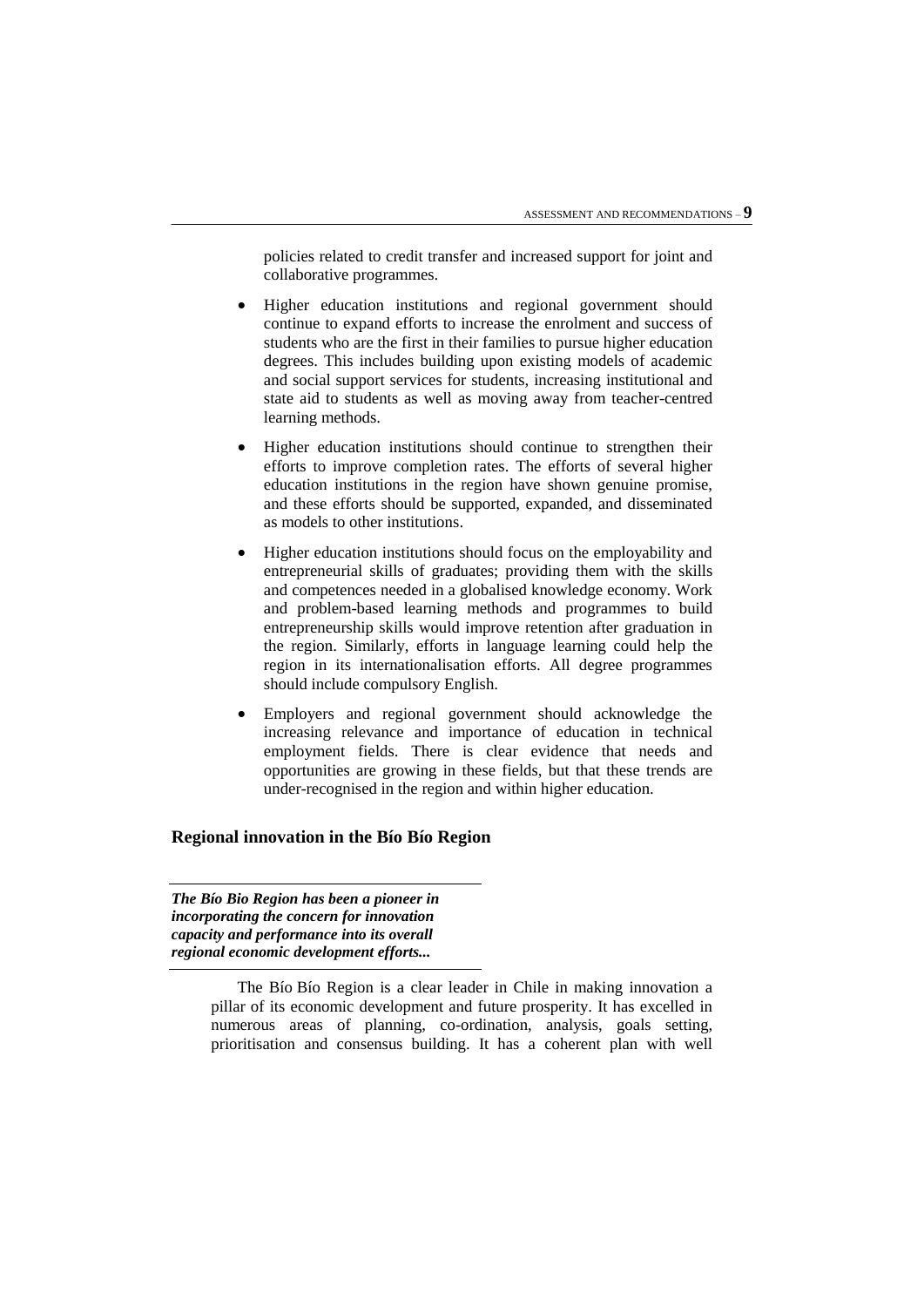policies related to credit transfer and increased support for joint and collaborative programmes.

- Higher education institutions and regional government should continue to expand efforts to increase the enrolment and success of students who are the first in their families to pursue higher education degrees. This includes building upon existing models of academic and social support services for students, increasing institutional and state aid to students as well as moving away from teacher-centred learning methods.
- Higher education institutions should continue to strengthen their efforts to improve completion rates. The efforts of several higher education institutions in the region have shown genuine promise, and these efforts should be supported, expanded, and disseminated as models to other institutions.
- Higher education institutions should focus on the employability and entrepreneurial skills of graduates; providing them with the skills and competences needed in a globalised knowledge economy. Work and problem-based learning methods and programmes to build entrepreneurship skills would improve retention after graduation in the region. Similarly, efforts in language learning could help the region in its internationalisation efforts. All degree programmes should include compulsory English.
- Employers and regional government should acknowledge the increasing relevance and importance of education in technical employment fields. There is clear evidence that needs and opportunities are growing in these fields, but that these trends are under-recognised in the region and within higher education.

## Regional innovation in the Bío Bío Region

***The Bío Bio Region has been a pioneer in incorporating the concern for innovation capacity and performance into its overall regional economic development efforts...***

The Bío Bío Region is a clear leader in Chile in making innovation a pillar of its economic development and future prosperity. It has excelled in numerous areas of planning, co-ordination, analysis, goals setting, prioritisation and consensus building. It has a coherent plan with well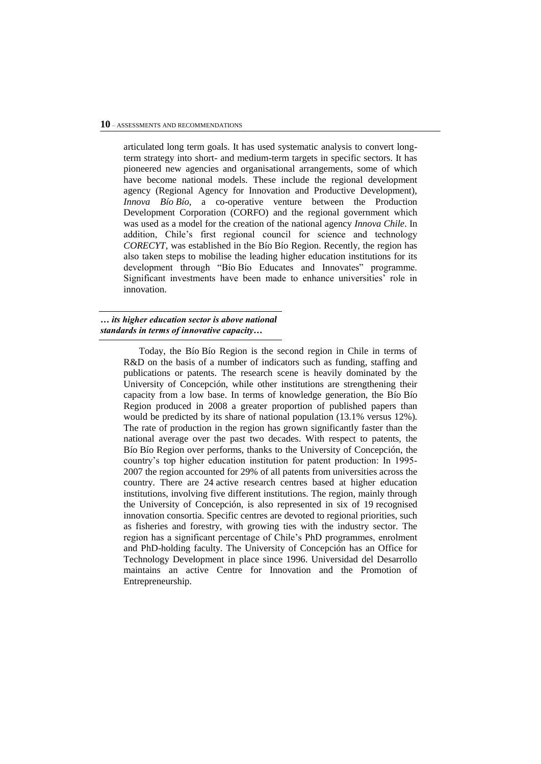articulated long term goals. It has used systematic analysis to convert long-term strategy into short- and medium-term targets in specific sectors. It has pioneered new agencies and organisational arrangements, some of which have become national models. These include the regional development agency (Regional Agency for Innovation and Productive Development), *Innova Bío Bío*, a co-operative venture between the Production Development Corporation (CORFO) and the regional government which was used as a model for the creation of the national agency *Innova Chile*. In addition, Chile's first regional council for science and technology *CORECYT*, was established in the Bío Bío Region. Recently, the region has also taken steps to mobilise the leading higher education institutions for its development through "Bío Bío Educates and Innovates" programme. Significant investments have been made to enhance universities' role in innovation.

***… its higher education sector is above national standards in terms of innovative capacity…***

Today, the Bío Bío Region is the second region in Chile in terms of R&D on the basis of a number of indicators such as funding, staffing and publications or patents. The research scene is heavily dominated by the University of Concepción, while other institutions are strengthening their capacity from a low base. In terms of knowledge generation, the Bío Bío Region produced in 2008 a greater proportion of published papers than would be predicted by its share of national population (13.1% versus 12%). The rate of production in the region has grown significantly faster than the national average over the past two decades. With respect to patents, the Bío Bío Region over performs, thanks to the University of Concepción, the country's top higher education institution for patent production: In 1995-2007 the region accounted for 29% of all patents from universities across the country. There are 24 active research centres based at higher education institutions, involving five different institutions. The region, mainly through the University of Concepción, is also represented in six of 19 recognised innovation consortia. Specific centres are devoted to regional priorities, such as fisheries and forestry, with growing ties with the industry sector. The region has a significant percentage of Chile's PhD programmes, enrolment and PhD-holding faculty. The University of Concepción has an Office for Technology Development in place since 1996. Universidad del Desarrollo maintains an active Centre for Innovation and the Promotion of Entrepreneurship.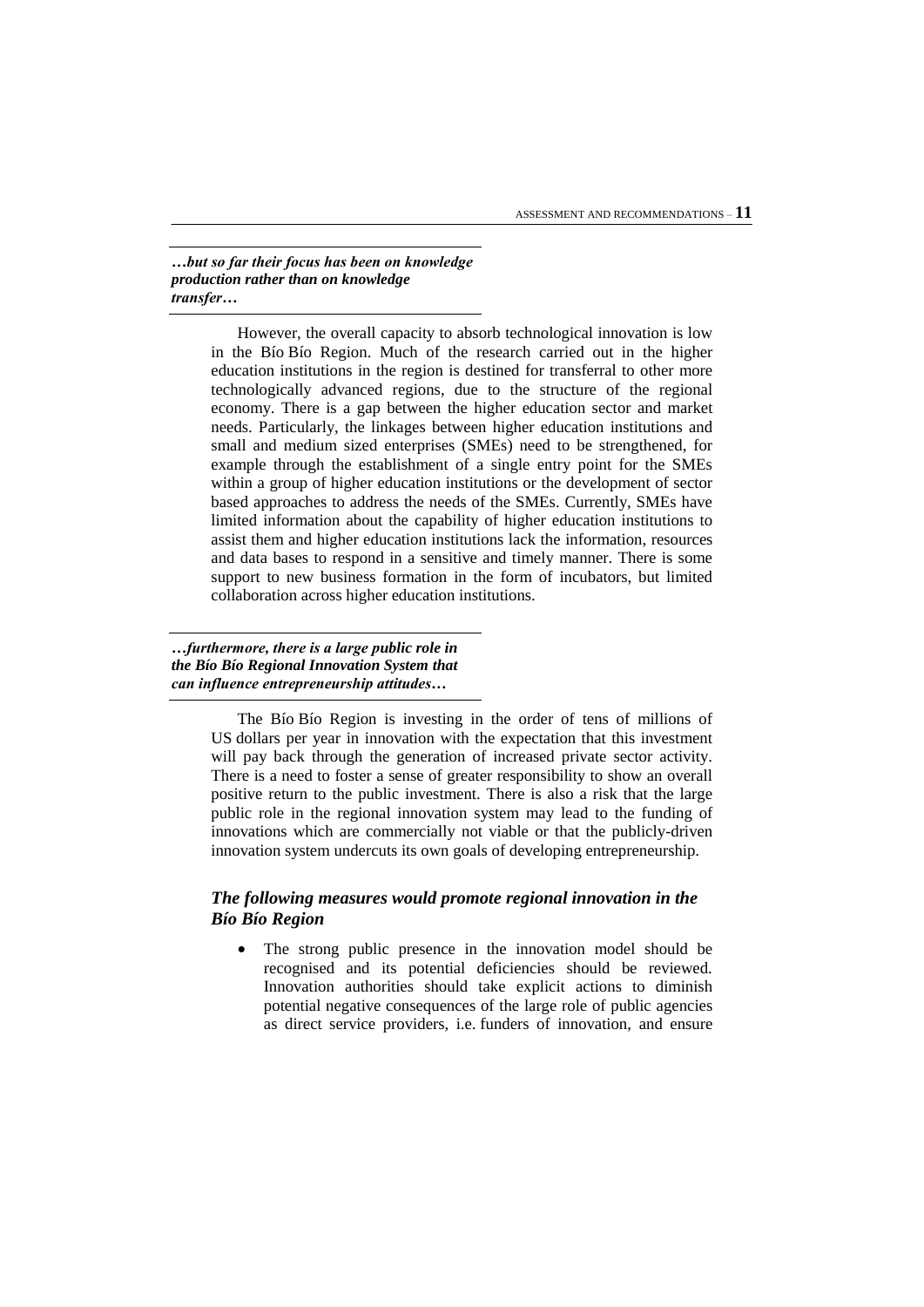***…but so far their focus has been on knowledge production rather than on knowledge transfer…***

However, the overall capacity to absorb technological innovation is low in the Bío Bío Region. Much of the research carried out in the higher education institutions in the region is destined for transferral to other more technologically advanced regions, due to the structure of the regional economy. There is a gap between the higher education sector and market needs. Particularly, the linkages between higher education institutions and small and medium sized enterprises (SMEs) need to be strengthened, for example through the establishment of a single entry point for the SMEs within a group of higher education institutions or the development of sector based approaches to address the needs of the SMEs. Currently, SMEs have limited information about the capability of higher education institutions to assist them and higher education institutions lack the information, resources and data bases to respond in a sensitive and timely manner. There is some support to new business formation in the form of incubators, but limited collaboration across higher education institutions.

***…furthermore, there is a large public role in the Bío Bío Regional Innovation System that can influence entrepreneurship attitudes…***

The Bío Bío Region is investing in the order of tens of millions of US dollars per year in innovation with the expectation that this investment will pay back through the generation of increased private sector activity. There is a need to foster a sense of greater responsibility to show an overall positive return to the public investment. There is also a risk that the large public role in the regional innovation system may lead to the funding of innovations which are commercially not viable or that the publicly-driven innovation system undercuts its own goals of developing entrepreneurship.

### *The following measures would promote regional innovation in the Bío Bío Region*

- The strong public presence in the innovation model should be recognised and its potential deficiencies should be reviewed. Innovation authorities should take explicit actions to diminish potential negative consequences of the large role of public agencies as direct service providers, i.e. funders of innovation, and ensure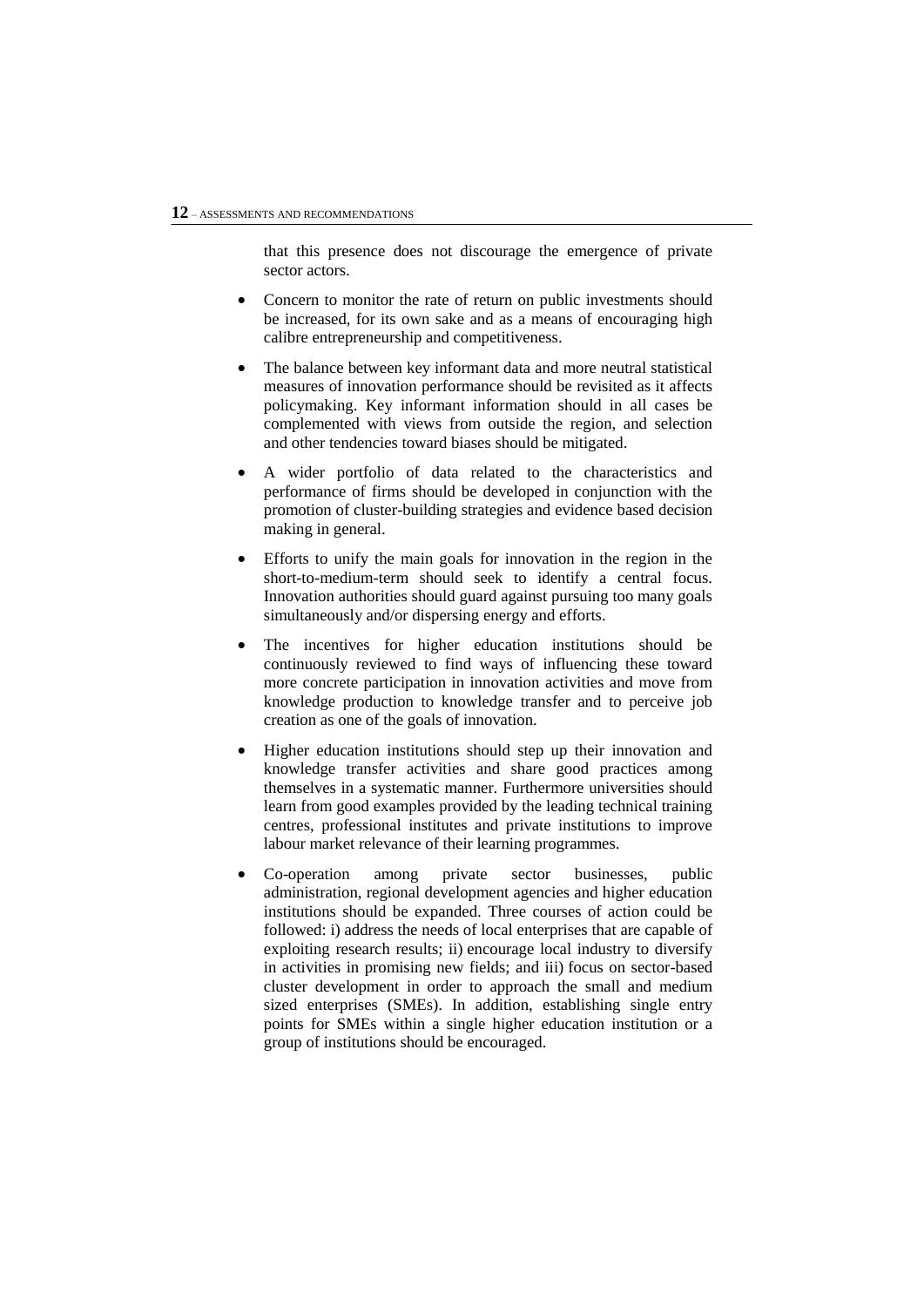that this presence does not discourage the emergence of private sector actors.

- Concern to monitor the rate of return on public investments should be increased, for its own sake and as a means of encouraging high calibre entrepreneurship and competitiveness.
- The balance between key informant data and more neutral statistical measures of innovation performance should be revisited as it affects policymaking. Key informant information should in all cases be complemented with views from outside the region, and selection and other tendencies toward biases should be mitigated.
- A wider portfolio of data related to the characteristics and performance of firms should be developed in conjunction with the promotion of cluster-building strategies and evidence based decision making in general.
- Efforts to unify the main goals for innovation in the region in the short-to-medium-term should seek to identify a central focus. Innovation authorities should guard against pursuing too many goals simultaneously and/or dispersing energy and efforts.
- The incentives for higher education institutions should be continuously reviewed to find ways of influencing these toward more concrete participation in innovation activities and move from knowledge production to knowledge transfer and to perceive job creation as one of the goals of innovation.
- Higher education institutions should step up their innovation and knowledge transfer activities and share good practices among themselves in a systematic manner. Furthermore universities should learn from good examples provided by the leading technical training centres, professional institutes and private institutions to improve labour market relevance of their learning programmes.
- Co-operation among private sector businesses, public administration, regional development agencies and higher education institutions should be expanded. Three courses of action could be followed: i) address the needs of local enterprises that are capable of exploiting research results; ii) encourage local industry to diversify in activities in promising new fields; and iii) focus on sector-based cluster development in order to approach the small and medium sized enterprises (SMEs). In addition, establishing single entry points for SMEs within a single higher education institution or a group of institutions should be encouraged.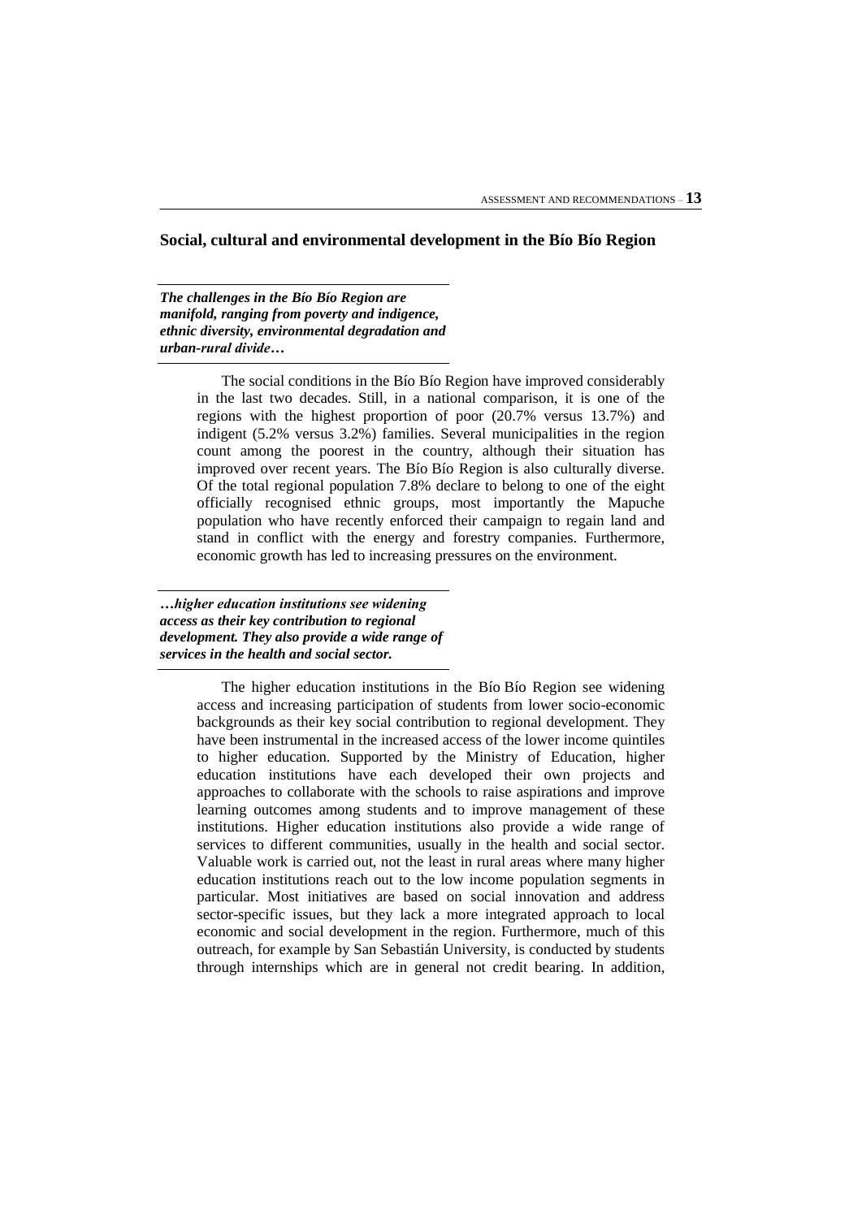## Social, cultural and environmental development in the Bío Bío Region

***The challenges in the Bío Bío Region are manifold, ranging from poverty and indigence, ethnic diversity, environmental degradation and urban-rural divide…***

The social conditions in the Bío Bío Region have improved considerably in the last two decades. Still, in a national comparison, it is one of the regions with the highest proportion of poor (20.7% versus 13.7%) and indigent (5.2% versus 3.2%) families. Several municipalities in the region count among the poorest in the country, although their situation has improved over recent years. The Bío Bío Region is also culturally diverse. Of the total regional population 7.8% declare to belong to one of the eight officially recognised ethnic groups, most importantly the Mapuche population who have recently enforced their campaign to regain land and stand in conflict with the energy and forestry companies. Furthermore, economic growth has led to increasing pressures on the environment.

***…higher education institutions see widening access as their key contribution to regional development. They also provide a wide range of services in the health and social sector.***

The higher education institutions in the Bío Bío Region see widening access and increasing participation of students from lower socio-economic backgrounds as their key social contribution to regional development. They have been instrumental in the increased access of the lower income quintiles to higher education. Supported by the Ministry of Education, higher education institutions have each developed their own projects and approaches to collaborate with the schools to raise aspirations and improve learning outcomes among students and to improve management of these institutions. Higher education institutions also provide a wide range of services to different communities, usually in the health and social sector. Valuable work is carried out, not the least in rural areas where many higher education institutions reach out to the low income population segments in particular. Most initiatives are based on social innovation and address sector-specific issues, but they lack a more integrated approach to local economic and social development in the region. Furthermore, much of this outreach, for example by San Sebastián University, is conducted by students through internships which are in general not credit bearing. In addition,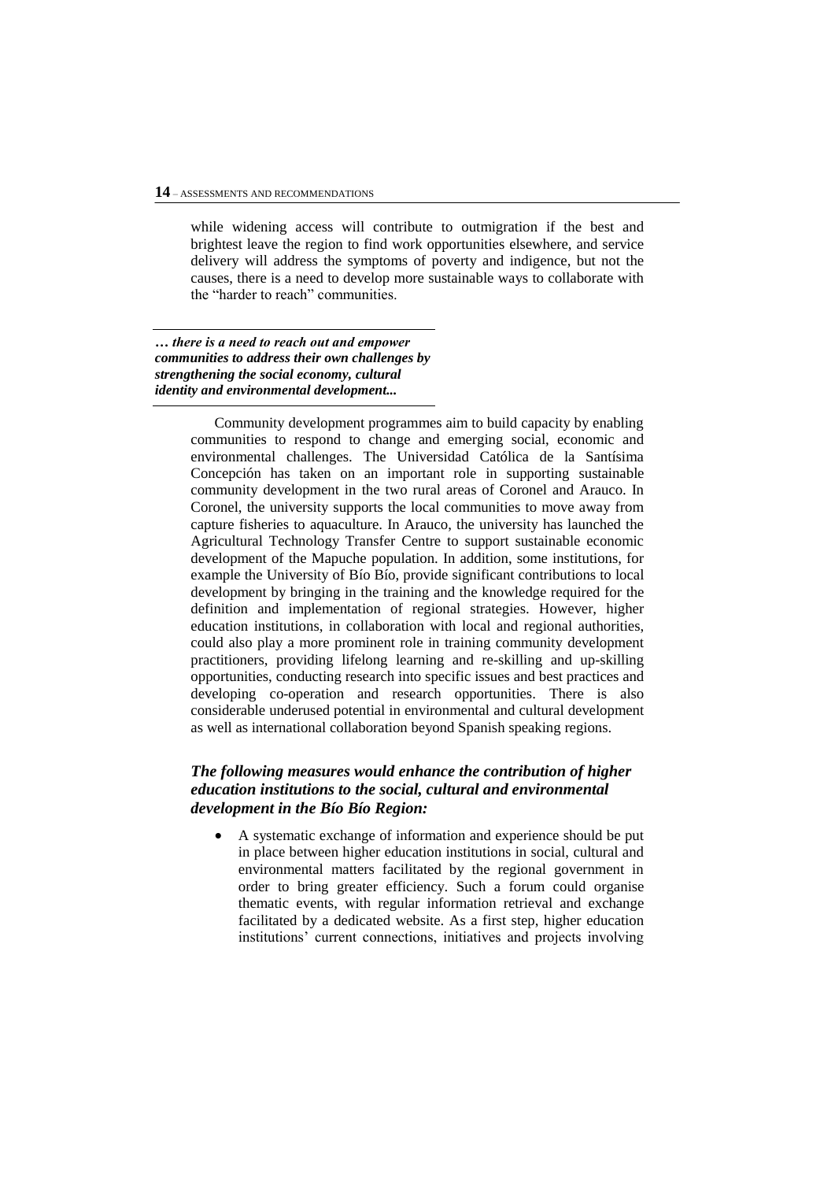while widening access will contribute to outmigration if the best and brightest leave the region to find work opportunities elsewhere, and service delivery will address the symptoms of poverty and indigence, but not the causes, there is a need to develop more sustainable ways to collaborate with the "harder to reach" communities.

***… there is a need to reach out and empower communities to address their own challenges by strengthening the social economy, cultural identity and environmental development...***

Community development programmes aim to build capacity by enabling communities to respond to change and emerging social, economic and environmental challenges. The Universidad Católica de la Santísima Concepción has taken on an important role in supporting sustainable community development in the two rural areas of Coronel and Arauco. In Coronel, the university supports the local communities to move away from capture fisheries to aquaculture. In Arauco, the university has launched the Agricultural Technology Transfer Centre to support sustainable economic development of the Mapuche population. In addition, some institutions, for example the University of Bío Bío, provide significant contributions to local development by bringing in the training and the knowledge required for the definition and implementation of regional strategies. However, higher education institutions, in collaboration with local and regional authorities, could also play a more prominent role in training community development practitioners, providing lifelong learning and re-skilling and up-skilling opportunities, conducting research into specific issues and best practices and developing co-operation and research opportunities. There is also considerable underused potential in environmental and cultural development as well as international collaboration beyond Spanish speaking regions.

### *The following measures would enhance the contribution of higher education institutions to the social, cultural and environmental development in the Bío Bío Region:*

- A systematic exchange of information and experience should be put in place between higher education institutions in social, cultural and environmental matters facilitated by the regional government in order to bring greater efficiency. Such a forum could organise thematic events, with regular information retrieval and exchange facilitated by a dedicated website. As a first step, higher education institutions' current connections, initiatives and projects involving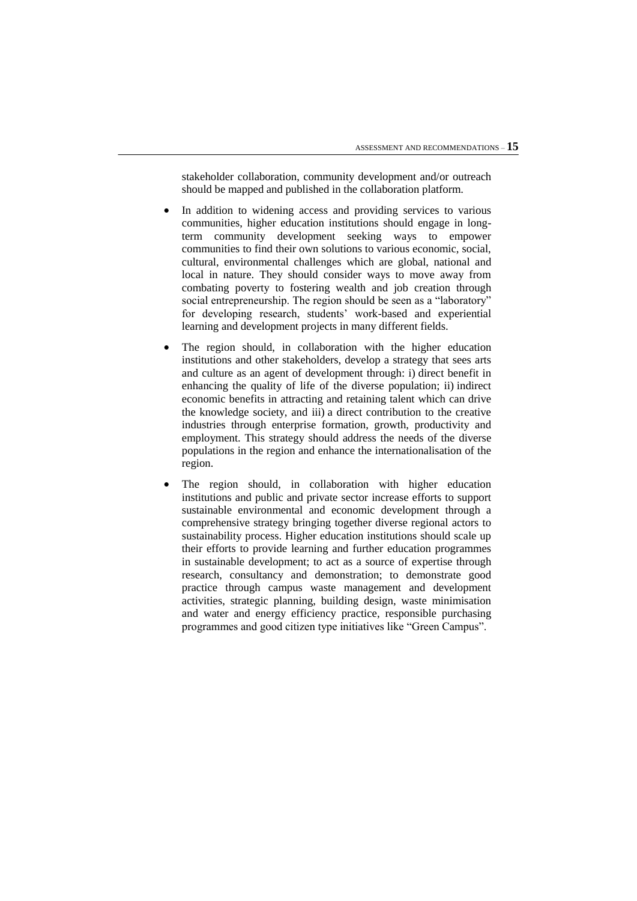stakeholder collaboration, community development and/or outreach should be mapped and published in the collaboration platform.

- In addition to widening access and providing services to various communities, higher education institutions should engage in long-term community development seeking ways to empower communities to find their own solutions to various economic, social, cultural, environmental challenges which are global, national and local in nature. They should consider ways to move away from combating poverty to fostering wealth and job creation through social entrepreneurship. The region should be seen as a "laboratory" for developing research, students' work-based and experiential learning and development projects in many different fields.

- The region should, in collaboration with the higher education institutions and other stakeholders, develop a strategy that sees arts and culture as an agent of development through: i) direct benefit in enhancing the quality of life of the diverse population; ii) indirect economic benefits in attracting and retaining talent which can drive the knowledge society, and iii) a direct contribution to the creative industries through enterprise formation, growth, productivity and employment. This strategy should address the needs of the diverse populations in the region and enhance the internationalisation of the region.

- The region should, in collaboration with higher education institutions and public and private sector increase efforts to support sustainable environmental and economic development through a comprehensive strategy bringing together diverse regional actors to sustainability process. Higher education institutions should scale up their efforts to provide learning and further education programmes in sustainable development; to act as a source of expertise through research, consultancy and demonstration; to demonstrate good practice through campus waste management and development activities, strategic planning, building design, waste minimisation and water and energy efficiency practice, responsible purchasing programmes and good citizen type initiatives like "Green Campus".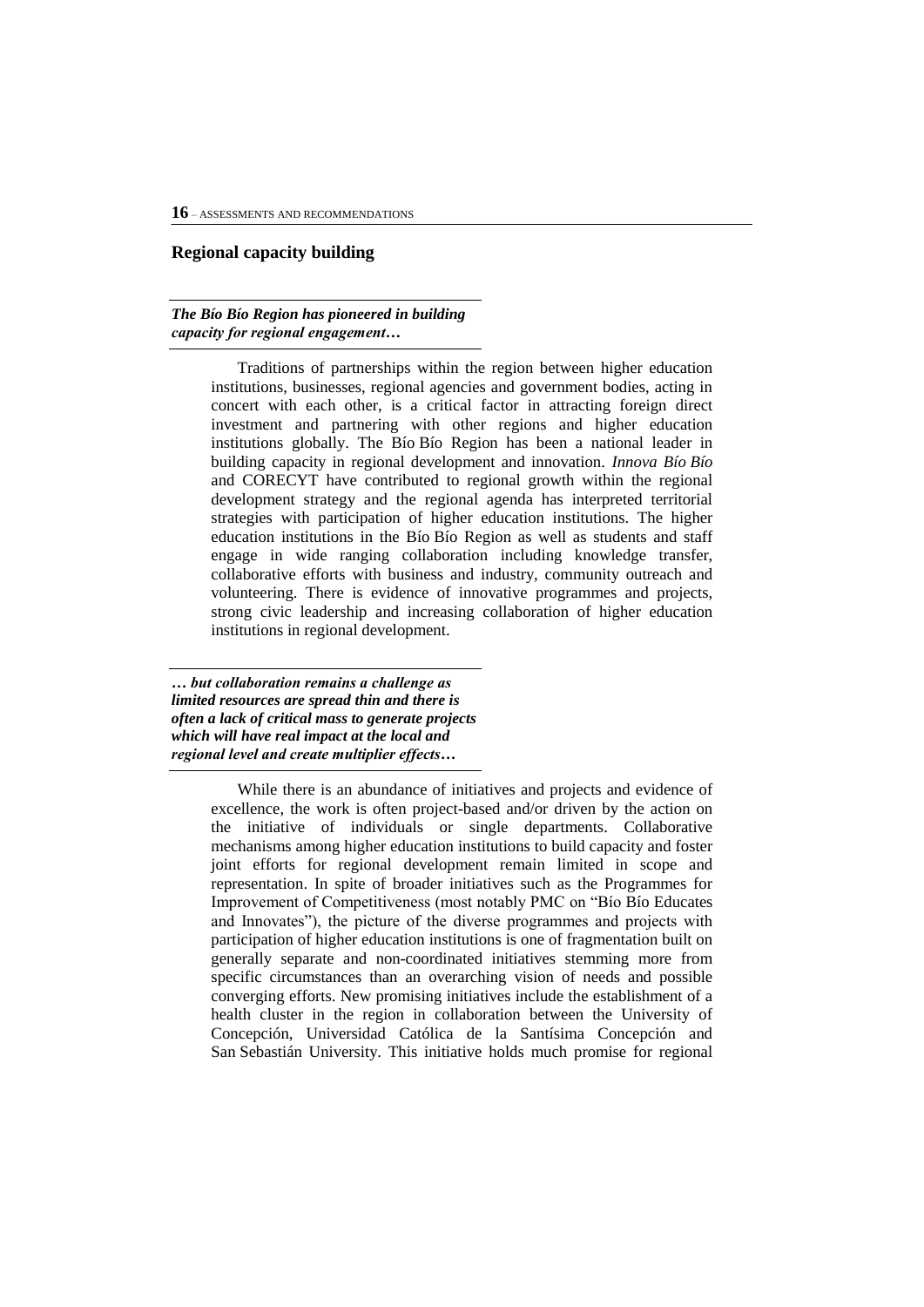## Regional capacity building

***The Bío Bío Region has pioneered in building capacity for regional engagement…***

Traditions of partnerships within the region between higher education institutions, businesses, regional agencies and government bodies, acting in concert with each other, is a critical factor in attracting foreign direct investment and partnering with other regions and higher education institutions globally. The Bío Bío Region has been a national leader in building capacity in regional development and innovation. *Innova Bío Bío* and CORECYT have contributed to regional growth within the regional development strategy and the regional agenda has interpreted territorial strategies with participation of higher education institutions. The higher education institutions in the Bío Bío Region as well as students and staff engage in wide ranging collaboration including knowledge transfer, collaborative efforts with business and industry, community outreach and volunteering. There is evidence of innovative programmes and projects, strong civic leadership and increasing collaboration of higher education institutions in regional development.

***… but collaboration remains a challenge as limited resources are spread thin and there is often a lack of critical mass to generate projects which will have real impact at the local and regional level and create multiplier effects…***

While there is an abundance of initiatives and projects and evidence of excellence, the work is often project-based and/or driven by the action on the initiative of individuals or single departments. Collaborative mechanisms among higher education institutions to build capacity and foster joint efforts for regional development remain limited in scope and representation. In spite of broader initiatives such as the Programmes for Improvement of Competitiveness (most notably PMC on "Bío Bío Educates and Innovates"), the picture of the diverse programmes and projects with participation of higher education institutions is one of fragmentation built on generally separate and non-coordinated initiatives stemming more from specific circumstances than an overarching vision of needs and possible converging efforts. New promising initiatives include the establishment of a health cluster in the region in collaboration between the University of Concepción, Universidad Católica de la Santísima Concepción and San Sebastián University. This initiative holds much promise for regional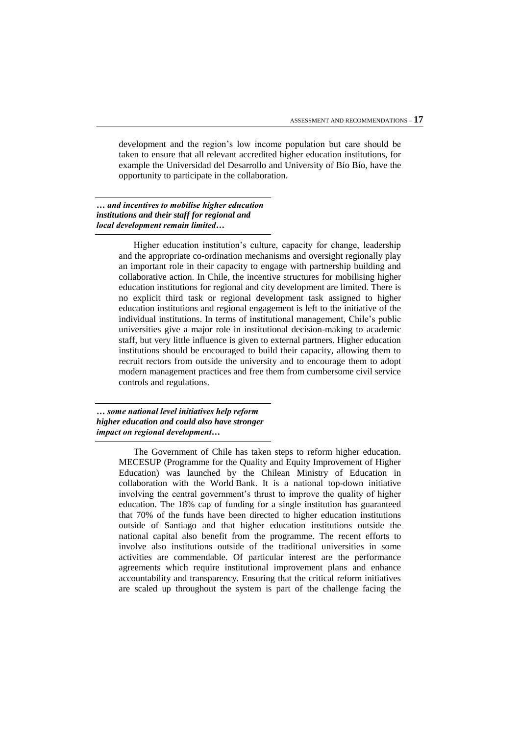development and the region's low income population but care should be taken to ensure that all relevant accredited higher education institutions, for example the Universidad del Desarrollo and University of Bío Bío, have the opportunity to participate in the collaboration.

***… and incentives to mobilise higher education institutions and their staff for regional and local development remain limited…***

Higher education institution's culture, capacity for change, leadership and the appropriate co-ordination mechanisms and oversight regionally play an important role in their capacity to engage with partnership building and collaborative action. In Chile, the incentive structures for mobilising higher education institutions for regional and city development are limited. There is no explicit third task or regional development task assigned to higher education institutions and regional engagement is left to the initiative of the individual institutions. In terms of institutional management, Chile's public universities give a major role in institutional decision-making to academic staff, but very little influence is given to external partners. Higher education institutions should be encouraged to build their capacity, allowing them to recruit rectors from outside the university and to encourage them to adopt modern management practices and free them from cumbersome civil service controls and regulations.

***… some national level initiatives help reform higher education and could also have stronger impact on regional development…***

The Government of Chile has taken steps to reform higher education. MECESUP (Programme for the Quality and Equity Improvement of Higher Education) was launched by the Chilean Ministry of Education in collaboration with the World Bank. It is a national top-down initiative involving the central government's thrust to improve the quality of higher education. The 18% cap of funding for a single institution has guaranteed that 70% of the funds have been directed to higher education institutions outside of Santiago and that higher education institutions outside the national capital also benefit from the programme. The recent efforts to involve also institutions outside of the traditional universities in some activities are commendable. Of particular interest are the performance agreements which require institutional improvement plans and enhance accountability and transparency. Ensuring that the critical reform initiatives are scaled up throughout the system is part of the challenge facing the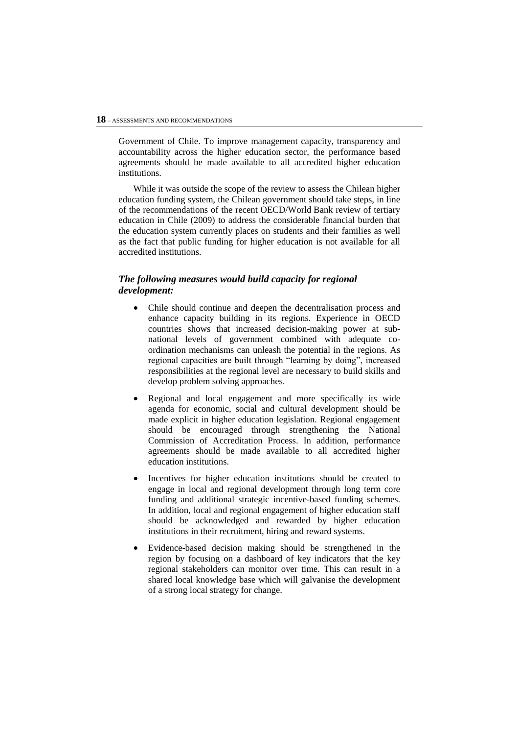Government of Chile. To improve management capacity, transparency and accountability across the higher education sector, the performance based agreements should be made available to all accredited higher education institutions.

While it was outside the scope of the review to assess the Chilean higher education funding system, the Chilean government should take steps, in line of the recommendations of the recent OECD/World Bank review of tertiary education in Chile (2009) to address the considerable financial burden that the education system currently places on students and their families as well as the fact that public funding for higher education is not available for all accredited institutions.

### *The following measures would build capacity for regional development:*

- Chile should continue and deepen the decentralisation process and enhance capacity building in its regions. Experience in OECD countries shows that increased decision-making power at sub-national levels of government combined with adequate co-ordination mechanisms can unleash the potential in the regions. As regional capacities are built through "learning by doing", increased responsibilities at the regional level are necessary to build skills and develop problem solving approaches.
- Regional and local engagement and more specifically its wide agenda for economic, social and cultural development should be made explicit in higher education legislation. Regional engagement should be encouraged through strengthening the National Commission of Accreditation Process. In addition, performance agreements should be made available to all accredited higher education institutions.
- Incentives for higher education institutions should be created to engage in local and regional development through long term core funding and additional strategic incentive-based funding schemes. In addition, local and regional engagement of higher education staff should be acknowledged and rewarded by higher education institutions in their recruitment, hiring and reward systems.
- Evidence-based decision making should be strengthened in the region by focusing on a dashboard of key indicators that the key regional stakeholders can monitor over time. This can result in a shared local knowledge base which will galvanise the development of a strong local strategy for change.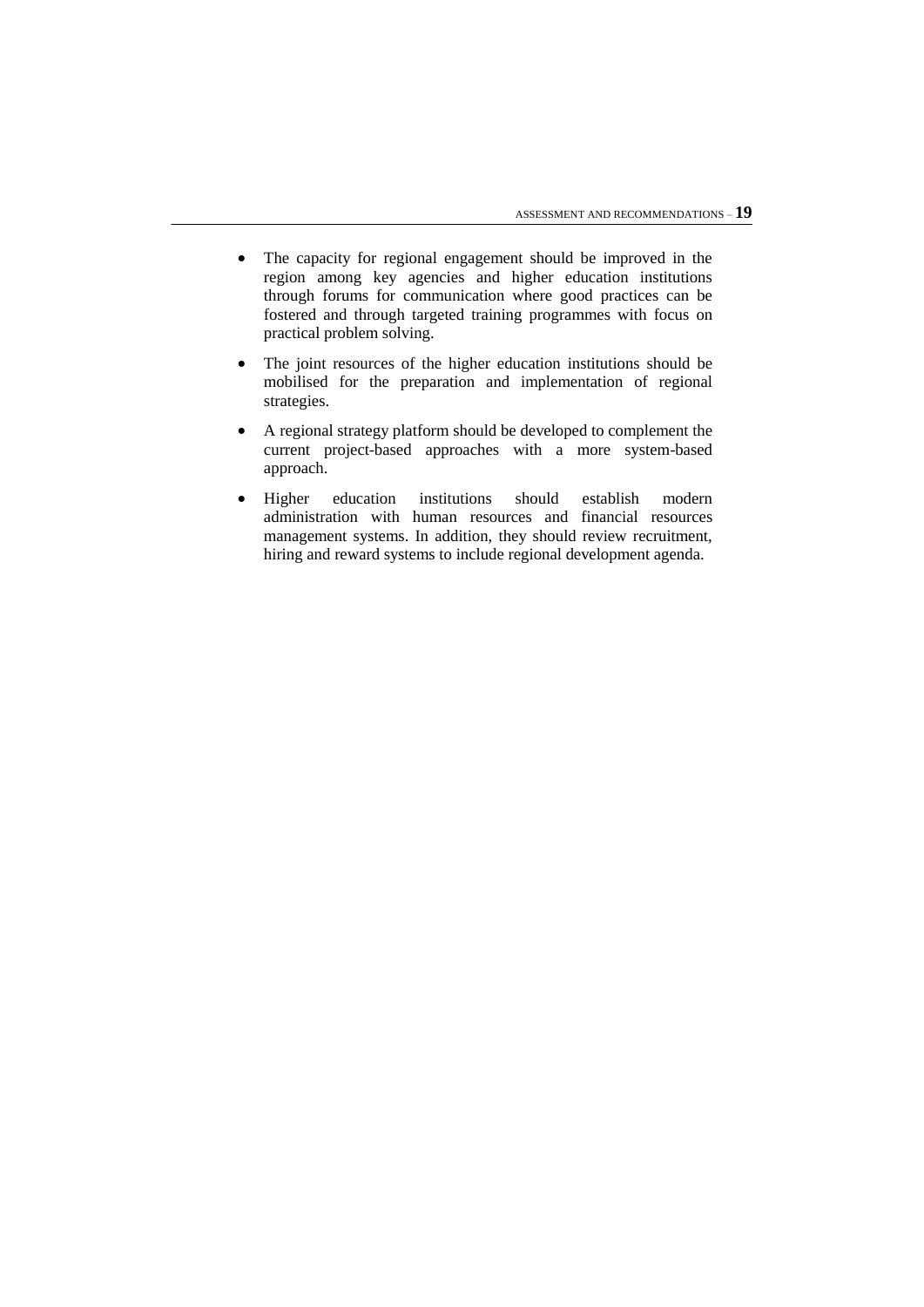- The capacity for regional engagement should be improved in the region among key agencies and higher education institutions through forums for communication where good practices can be fostered and through targeted training programmes with focus on practical problem solving.
- The joint resources of the higher education institutions should be mobilised for the preparation and implementation of regional strategies.
- A regional strategy platform should be developed to complement the current project-based approaches with a more system-based approach.
- Higher education institutions should establish modern administration with human resources and financial resources management systems. In addition, they should review recruitment, hiring and reward systems to include regional development agenda.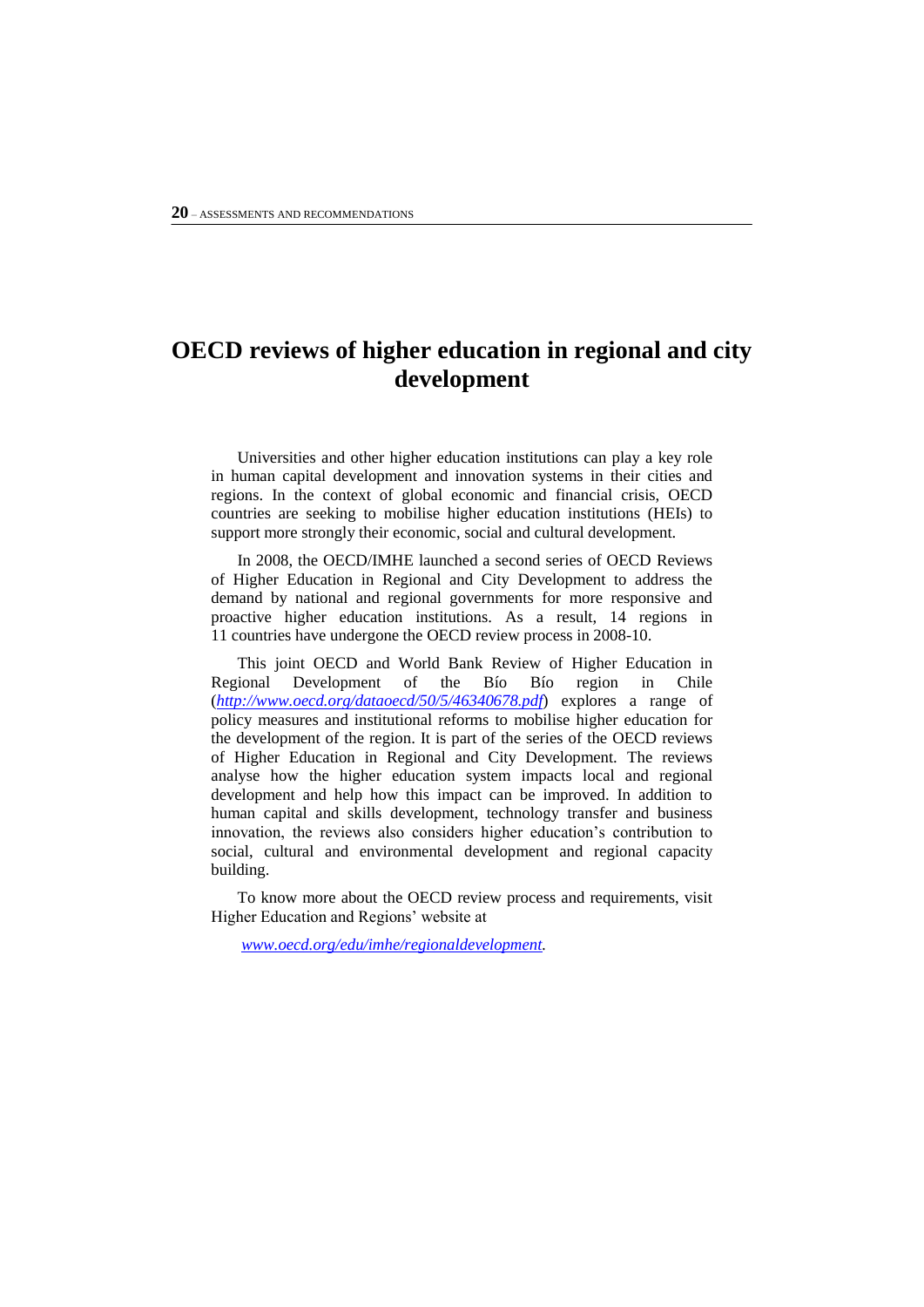# OECD reviews of higher education in regional and city development

Universities and other higher education institutions can play a key role in human capital development and innovation systems in their cities and regions. In the context of global economic and financial crisis, OECD countries are seeking to mobilise higher education institutions (HEIs) to support more strongly their economic, social and cultural development.

In 2008, the OECD/IMHE launched a second series of OECD Reviews of Higher Education in Regional and City Development to address the demand by national and regional governments for more responsive and proactive higher education institutions. As a result, 14 regions in 11 countries have undergone the OECD review process in 2008-10.

This joint OECD and World Bank Review of Higher Education in Regional Development of the Bío Bío region in Chile (*http://www.oecd.org/dataoecd/50/5/46340678.pdf*) explores a range of policy measures and institutional reforms to mobilise higher education for the development of the region. It is part of the series of the OECD reviews of Higher Education in Regional and City Development. The reviews analyse how the higher education system impacts local and regional development and help how this impact can be improved. In addition to human capital and skills development, technology transfer and business innovation, the reviews also considers higher education's contribution to social, cultural and environmental development and regional capacity building.

To know more about the OECD review process and requirements, visit Higher Education and Regions' website at

*www.oecd.org/edu/imhe/regionaldevelopment.*